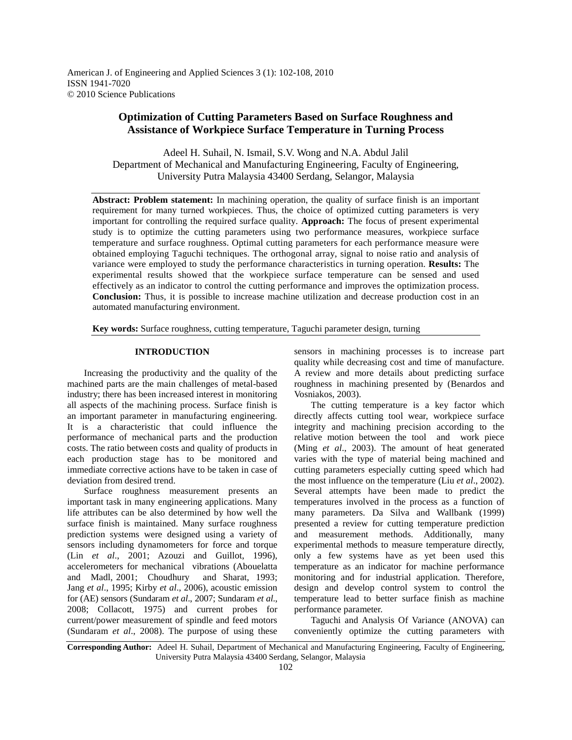# Optimization of Cutting Parameters Based on Surface Roughness and Assistance of Workpiece Surface Temperature in Turning Process

Adeel H. Suhail, N. Ismail, S.V. Wong and N.A. Abdul Jalil
Department of Mechanical and Manufacturing Engineering, Faculty of Engineering, University Putra Malaysia 43400 Serdang, Selangor, Malaysia

**Abstract: Problem statement:** In machining operation, the quality of surface finish is an important requirement for many turned workpieces. Thus, the choice of optimized cutting parameters is very important for controlling the required surface quality. **Approach:** The focus of present experimental study is to optimize the cutting parameters using two performance measures, workpiece surface temperature and surface roughness. Optimal cutting parameters for each performance measure were obtained employing Taguchi techniques. The orthogonal array, signal to noise ratio and analysis of variance were employed to study the performance characteristics in turning operation. **Results:** The experimental results showed that the workpiece surface temperature can be sensed and used effectively as an indicator to control the cutting performance and improves the optimization process. **Conclusion:** Thus, it is possible to increase machine utilization and decrease production cost in an automated manufacturing environment.

**Key words:** Surface roughness, cutting temperature, Taguchi parameter design, turning

## INTRODUCTION

Increasing the productivity and the quality of the machined parts are the main challenges of metal-based industry; there has been increased interest in monitoring all aspects of the machining process. Surface finish is an important parameter in manufacturing engineering. It is a characteristic that could influence the performance of mechanical parts and the production costs. The ratio between costs and quality of products in each production stage has to be monitored and immediate corrective actions have to be taken in case of deviation from desired trend.

Surface roughness measurement presents an important task in many engineering applications. Many life attributes can be also determined by how well the surface finish is maintained. Many surface roughness prediction systems were designed using a variety of sensors including dynamometers for force and torque (Lin *et al*., 2001; Azouzi and Guillot, 1996), accelerometers for mechanical vibrations (Abouelatta and Madl, 2001; Choudhury and Sharat, 1993; Jang *et al*., 1995; Kirby *et al*., 2006), acoustic emission for (AE) sensors (Sundaram *et al*., 2007; Sundaram *et al.*, 2008; Collacott, 1975) and current probes for current/power measurement of spindle and feed motors (Sundaram *et al*., 2008). The purpose of using these sensors in machining processes is to increase part quality while decreasing cost and time of manufacture. A review and more details about predicting surface roughness in machining presented by (Benardos and Vosniakos, 2003).

The cutting temperature is a key factor which directly affects cutting tool wear, workpiece surface integrity and machining precision according to the relative motion between the tool and work piece (Ming *et al*., 2003). The amount of heat generated varies with the type of material being machined and cutting parameters especially cutting speed which had the most influence on the temperature (Liu *et al*., 2002). Several attempts have been made to predict the temperatures involved in the process as a function of many parameters. Da Silva and Wallbank (1999) presented a review for cutting temperature prediction and measurement methods. Additionally, many experimental methods to measure temperature directly, only a few systems have as yet been used this temperature as an indicator for machine performance monitoring and for industrial application. Therefore, design and develop control system to control the temperature lead to better surface finish as machine performance parameter.

Taguchi and Analysis Of Variance (ANOVA) can conveniently optimize the cutting parameters with

**Corresponding Author:** Adeel H. Suhail, Department of Mechanical and Manufacturing Engineering, Faculty of Engineering, University Putra Malaysia 43400 Serdang, Selangor, Malaysia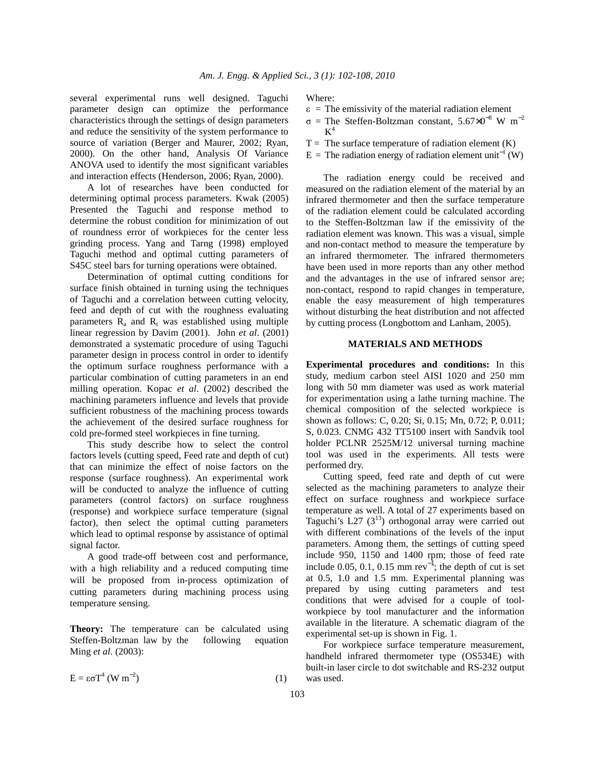several experimental runs well designed. Taguchi parameter design can optimize the performance characteristics through the settings of design parameters and reduce the sensitivity of the system performance to source of variation (Berger and Maurer, 2002; Ryan, 2000). On the other hand, Analysis Of Variance ANOVA used to identify the most significant variables and interaction effects (Henderson, 2006; Ryan, 2000).

A lot of researches have been conducted for determining optimal process parameters. Kwak (2005) Presented the Taguchi and response method to determine the robust condition for minimization of out of roundness error of workpieces for the center less grinding process. Yang and Tarng (1998) employed Taguchi method and optimal cutting parameters of S45C steel bars for turning operations were obtained.

Determination of optimal cutting conditions for surface finish obtained in turning using the techniques of Taguchi and a correlation between cutting velocity, feed and depth of cut with the roughness evaluating parameters $R_a$ and $R_t$ was established using multiple linear regression by Davim (2001). John *et al*. (2001) demonstrated a systematic procedure of using Taguchi parameter design in process control in order to identify the optimum surface roughness performance with a particular combination of cutting parameters in an end milling operation. Kopac *et al*. (2002) described the machining parameters influence and levels that provide sufficient robustness of the machining process towards the achievement of the desired surface roughness for cold pre-formed steel workpieces in fine turning.

This study describe how to select the control factors levels (cutting speed, Feed rate and depth of cut) that can minimize the effect of noise factors on the response (surface roughness). An experimental work will be conducted to analyze the influence of cutting parameters (control factors) on surface roughness (response) and workpiece surface temperature (signal factor), then select the optimal cutting parameters which lead to optimal response by assistance of optimal signal factor.

A good trade-off between cost and performance, with a high reliability and a reduced computing time will be proposed from in-process optimization of cutting parameters during machining process using temperature sensing.

**Theory:** The temperature can be calculated using Steffen-Boltzman law by the following equation Ming *et al*. (2003):

$$E = \varepsilon \sigma T^4 \text{ (W m}^{-2}\text{)} \tag{1}$$

Where:

- $\varepsilon$ = The emissivity of the material radiation element
- $\sigma$ = The Steffen-Boltzman constant, $5.67\times10^{-8}$ W m$^{-2}$ K$^4$
- T = The surface temperature of radiation element (K)
- E = The radiation energy of radiation element unit$^{-1}$ (W)

The radiation energy could be received and measured on the radiation element of the material by an infrared thermometer and then the surface temperature of the radiation element could be calculated according to the Steffen-Boltzman law if the emissivity of the radiation element was known. This was a visual, simple and non-contact method to measure the temperature by an infrared thermometer. The infrared thermometers have been used in more reports than any other method and the advantages in the use of infrared sensor are; non-contact, respond to rapid changes in temperature, enable the easy measurement of high temperatures without disturbing the heat distribution and not affected by cutting process (Longbottom and Lanham, 2005).

## MATERIALS AND METHODS

**Experimental procedures and conditions:** In this study, medium carbon steel AISI 1020 and 250 mm long with 50 mm diameter was used as work material for experimentation using a lathe turning machine. The chemical composition of the selected workpiece is shown as follows: C, 0.20; Si, 0.15; Mn, 0.72; P, 0.011; S, 0.023. CNMG 432 TT5100 insert with Sandvik tool holder PCLNR 2525M/12 universal turning machine tool was used in the experiments. All tests were performed dry.

Cutting speed, feed rate and depth of cut were selected as the machining parameters to analyze their effect on surface roughness and workpiece surface temperature as well. A total of 27 experiments based on Taguchi's L27 ($3^{13}$) orthogonal array were carried out with different combinations of the levels of the input parameters. Among them, the settings of cutting speed include 950, 1150 and 1400 rpm; those of feed rate include 0.05, 0.1, 0.15 mm rev$^{-1}$; the depth of cut is set at 0.5, 1.0 and 1.5 mm. Experimental planning was prepared by using cutting parameters and test conditions that were advised for a couple of tool-workpiece by tool manufacturer and the information available in the literature. A schematic diagram of the experimental set-up is shown in Fig. 1.

For workpiece surface temperature measurement, handheld infrared thermometer type (OS534E) with built-in laser circle to dot switchable and RS-232 output was used.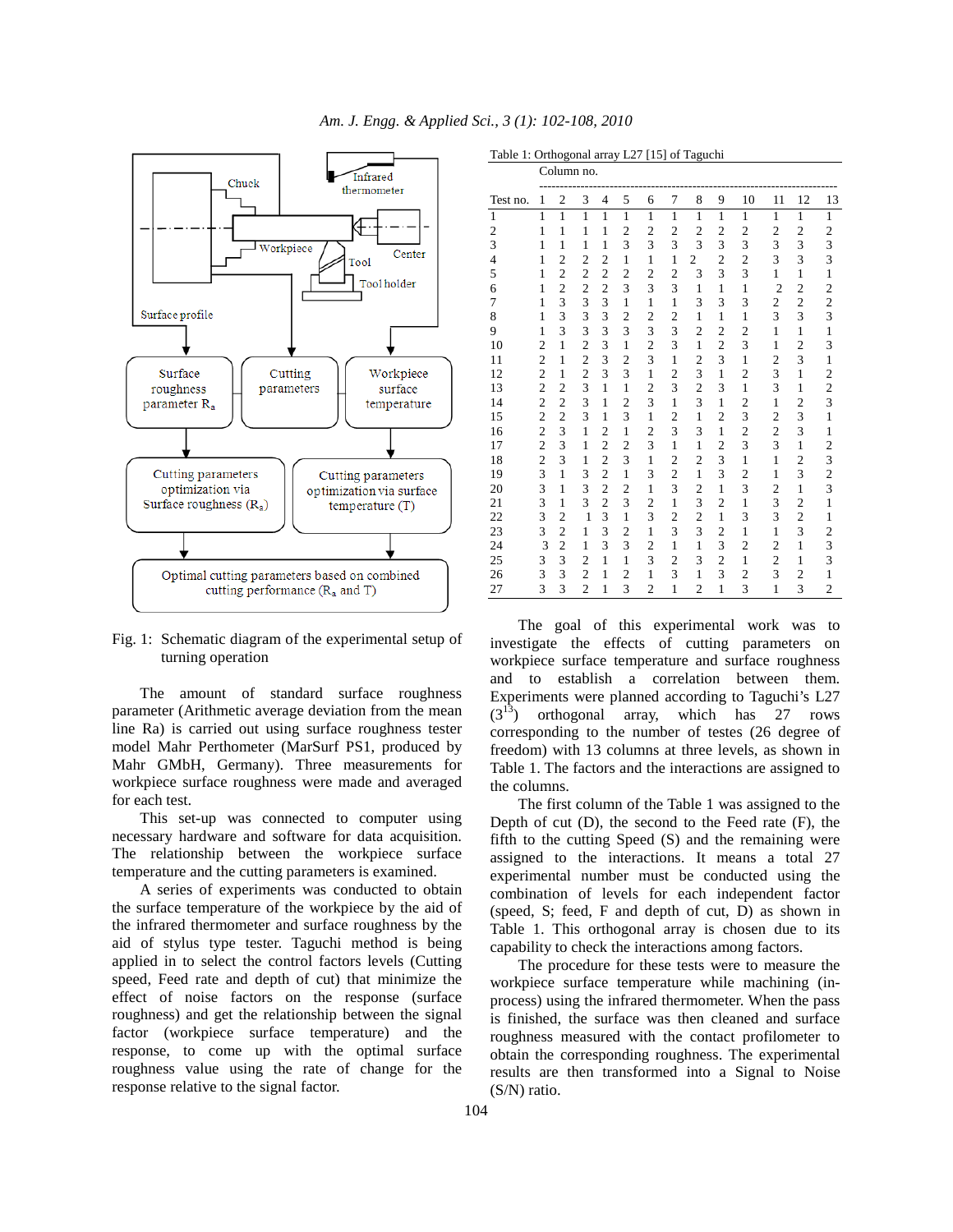Fig. 1: Schematic diagram of the experimental setup of turning operation

The amount of standard surface roughness parameter (Arithmetic average deviation from the mean line Ra) is carried out using surface roughness tester model Mahr Perthometer (MarSurf PS1, produced by Mahr GMbH, Germany). Three measurements for workpiece surface roughness were made and averaged for each test.

This set-up was connected to computer using necessary hardware and software for data acquisition. The relationship between the workpiece surface temperature and the cutting parameters is examined.

A series of experiments was conducted to obtain the surface temperature of the workpiece by the aid of the infrared thermometer and surface roughness by the aid of stylus type tester. Taguchi method is being applied in to select the control factors levels (Cutting speed, Feed rate and depth of cut) that minimize the effect of noise factors on the response (surface roughness) and get the relationship between the signal factor (workpiece surface temperature) and the response, to come up with the optimal surface roughness value using the rate of change for the response relative to the signal factor.

Table 1: Orthogonal array L27 [15] of Taguchi

| Test no. | Column no. 1 | 2 | 3 | 4 | 5 | 6 | 7 | 8 | 9 | 10 | 11 | 12 | 13 |
|---|---|---|---|---|---|---|---|---|---|---|---|---|---|
| 1 | 1 | 1 | 1 | 1 | 1 | 1 | 1 | 1 | 1 | 1 | 1 | 1 | 1 |
| 2 | 1 | 1 | 1 | 1 | 2 | 2 | 2 | 2 | 2 | 2 | 2 | 2 | 2 |
| 3 | 1 | 1 | 1 | 1 | 3 | 3 | 3 | 3 | 3 | 3 | 3 | 3 | 3 |
| 4 | 1 | 2 | 2 | 2 | 1 | 1 | 1 | 2 | 2 | 2 | 3 | 3 | 3 |
| 5 | 1 | 2 | 2 | 2 | 2 | 2 | 2 | 3 | 3 | 3 | 1 | 1 | 1 |
| 6 | 1 | 2 | 2 | 2 | 3 | 3 | 3 | 1 | 1 | 1 | 2 | 2 | 2 |
| 7 | 1 | 3 | 3 | 3 | 1 | 1 | 1 | 3 | 3 | 3 | 2 | 2 | 2 |
| 8 | 1 | 3 | 3 | 3 | 2 | 2 | 2 | 1 | 1 | 1 | 3 | 3 | 3 |
| 9 | 1 | 3 | 3 | 3 | 3 | 3 | 3 | 2 | 2 | 2 | 1 | 1 | 1 |
| 10 | 2 | 1 | 2 | 3 | 1 | 2 | 3 | 1 | 2 | 3 | 1 | 2 | 3 |
| 11 | 2 | 1 | 2 | 3 | 2 | 3 | 1 | 2 | 3 | 1 | 2 | 3 | 1 |
| 12 | 2 | 1 | 2 | 3 | 3 | 1 | 2 | 3 | 1 | 2 | 3 | 1 | 2 |
| 13 | 2 | 2 | 3 | 1 | 1 | 2 | 3 | 2 | 3 | 1 | 3 | 1 | 2 |
| 14 | 2 | 2 | 3 | 1 | 2 | 3 | 1 | 3 | 1 | 2 | 1 | 2 | 3 |
| 15 | 2 | 2 | 3 | 1 | 3 | 1 | 2 | 1 | 2 | 3 | 2 | 3 | 1 |
| 16 | 2 | 3 | 1 | 2 | 1 | 2 | 3 | 3 | 1 | 2 | 2 | 3 | 1 |
| 17 | 2 | 3 | 1 | 2 | 2 | 3 | 1 | 1 | 2 | 3 | 3 | 1 | 2 |
| 18 | 2 | 3 | 1 | 2 | 3 | 1 | 2 | 2 | 3 | 1 | 1 | 2 | 3 |
| 19 | 3 | 1 | 3 | 2 | 1 | 3 | 2 | 1 | 3 | 2 | 1 | 3 | 2 |
| 20 | 3 | 1 | 3 | 2 | 2 | 1 | 3 | 2 | 1 | 3 | 2 | 1 | 3 |
| 21 | 3 | 1 | 3 | 2 | 3 | 2 | 1 | 3 | 2 | 1 | 3 | 2 | 1 |
| 22 | 3 | 2 | 1 | 3 | 1 | 3 | 2 | 2 | 1 | 3 | 3 | 2 | 1 |
| 23 | 3 | 2 | 1 | 3 | 2 | 1 | 3 | 3 | 2 | 1 | 1 | 3 | 2 |
| 24 | 3 | 2 | 1 | 3 | 3 | 2 | 1 | 1 | 3 | 2 | 2 | 1 | 3 |
| 25 | 3 | 3 | 2 | 1 | 1 | 3 | 2 | 3 | 2 | 1 | 2 | 1 | 3 |
| 26 | 3 | 3 | 2 | 1 | 2 | 1 | 3 | 1 | 3 | 2 | 3 | 2 | 1 |
| 27 | 3 | 3 | 2 | 1 | 3 | 2 | 1 | 2 | 1 | 3 | 1 | 3 | 2 |

The goal of this experimental work was to investigate the effects of cutting parameters on workpiece surface temperature and surface roughness and to establish a correlation between them. Experiments were planned according to Taguchi's L27 ($3^{13}$) orthogonal array, which has 27 rows corresponding to the number of testes (26 degree of freedom) with 13 columns at three levels, as shown in Table 1. The factors and the interactions are assigned to the columns.

The first column of the Table 1 was assigned to the Depth of cut (D), the second to the Feed rate (F), the fifth to the cutting Speed (S) and the remaining were assigned to the interactions. It means a total 27 experimental number must be conducted using the combination of levels for each independent factor (speed, S; feed, F and depth of cut, D) as shown in Table 1. This orthogonal array is chosen due to its capability to check the interactions among factors.

The procedure for these tests were to measure the workpiece surface temperature while machining (in-process) using the infrared thermometer. When the pass is finished, the surface was then cleaned and surface roughness measured with the contact profilometer to obtain the corresponding roughness. The experimental results are then transformed into a Signal to Noise (S/N) ratio.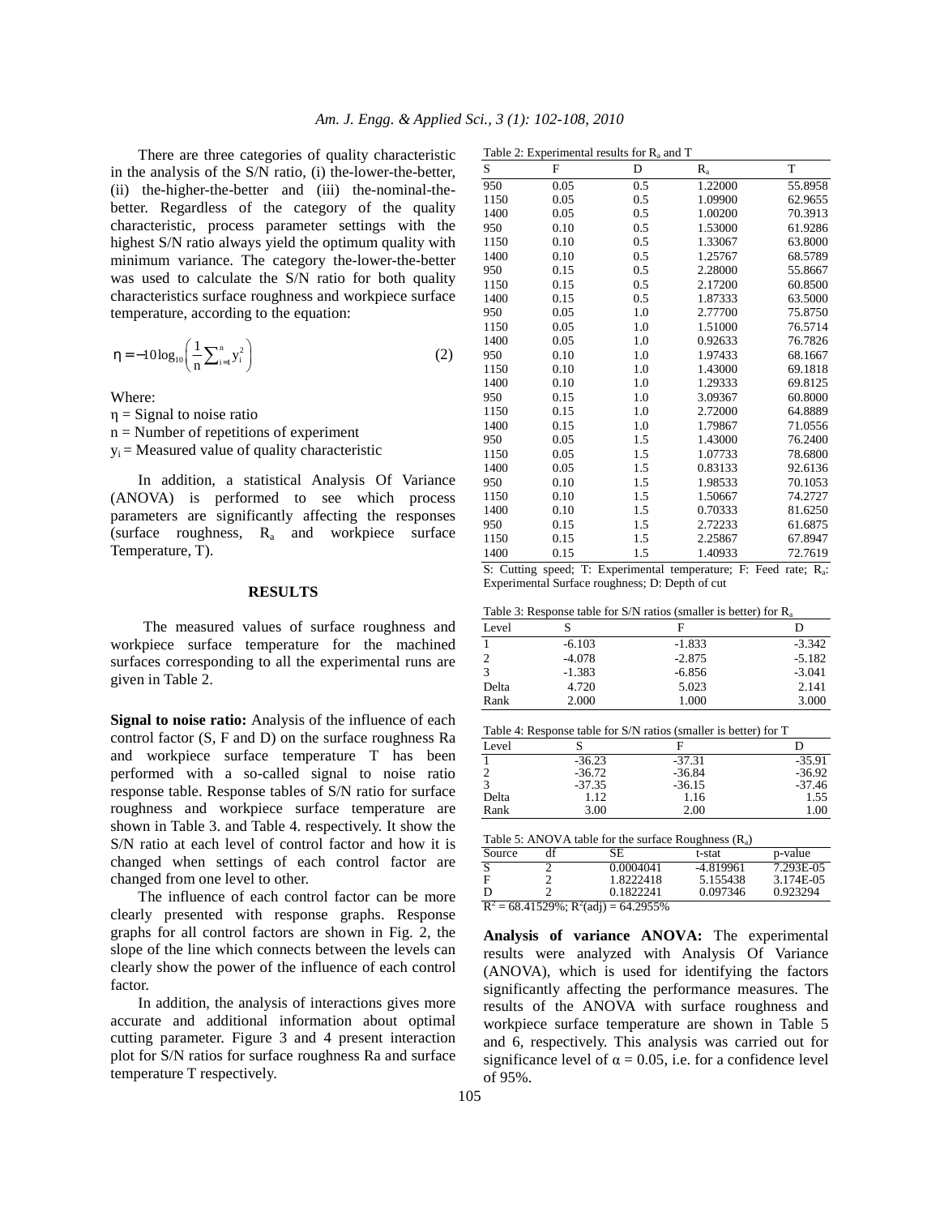There are three categories of quality characteristic in the analysis of the S/N ratio, (i) the-lower-the-better, (ii) the-higher-the-better and (iii) the-nominal-the-better. Regardless of the category of the quality characteristic, process parameter settings with the highest S/N ratio always yield the optimum quality with minimum variance. The category the-lower-the-better was used to calculate the S/N ratio for both quality characteristics surface roughness and workpiece surface temperature, according to the equation:

$$\eta = -10\log_{10}\left(\frac{1}{n}\sum_{i=1}^{n} y_i^2\right) \quad (2)$$

Where:

$\eta$ = Signal to noise ratio
$n$ = Number of repetitions of experiment
$y_i$ = Measured value of quality characteristic

In addition, a statistical Analysis Of Variance (ANOVA) is performed to see which process parameters are significantly affecting the responses (surface roughness, $R_a$ and workpiece surface Temperature, T).

## RESULTS

The measured values of surface roughness and workpiece surface temperature for the machined surfaces corresponding to all the experimental runs are given in Table 2.

**Signal to noise ratio:** Analysis of the influence of each control factor (S, F and D) on the surface roughness Ra and workpiece surface temperature T has been performed with a so-called signal to noise ratio response table. Response tables of S/N ratio for surface roughness and workpiece surface temperature are shown in Table 3. and Table 4. respectively. It show the S/N ratio at each level of control factor and how it is changed when settings of each control factor are changed from one level to other.

The influence of each control factor can be more clearly presented with response graphs. Response graphs for all control factors are shown in Fig. 2, the slope of the line which connects between the levels can clearly show the power of the influence of each control factor.

In addition, the analysis of interactions gives more accurate and additional information about optimal cutting parameter. Figure 3 and 4 present interaction plot for S/N ratios for surface roughness Ra and surface temperature T respectively.

Table 2: Experimental results for $R_a$ and T

| S | F | D | $R_a$ | T |
|---|---|---|---|---|
| 950 | 0.05 | 0.5 | 1.22000 | 55.8958 |
| 1150 | 0.05 | 0.5 | 1.09900 | 62.9655 |
| 1400 | 0.05 | 0.5 | 1.00200 | 70.3913 |
| 950 | 0.10 | 0.5 | 1.53000 | 61.9286 |
| 1150 | 0.10 | 0.5 | 1.33067 | 63.8000 |
| 1400 | 0.10 | 0.5 | 1.25767 | 68.5789 |
| 950 | 0.15 | 0.5 | 2.28000 | 55.8667 |
| 1150 | 0.15 | 0.5 | 2.17200 | 60.8500 |
| 1400 | 0.15 | 0.5 | 1.87333 | 63.5000 |
| 950 | 0.05 | 1.0 | 2.77700 | 75.8750 |
| 1150 | 0.05 | 1.0 | 1.51000 | 76.5714 |
| 1400 | 0.05 | 1.0 | 0.92633 | 76.7826 |
| 950 | 0.10 | 1.0 | 1.97433 | 68.1667 |
| 1150 | 0.10 | 1.0 | 1.43000 | 69.1818 |
| 1400 | 0.10 | 1.0 | 1.29333 | 69.8125 |
| 950 | 0.15 | 1.0 | 3.09367 | 60.8000 |
| 1150 | 0.15 | 1.0 | 2.72000 | 64.8889 |
| 1400 | 0.15 | 1.0 | 1.79867 | 71.0556 |
| 950 | 0.05 | 1.5 | 1.43000 | 76.2400 |
| 1150 | 0.05 | 1.5 | 1.07733 | 78.6800 |
| 1400 | 0.05 | 1.5 | 0.83133 | 92.6136 |
| 950 | 0.10 | 1.5 | 1.98533 | 70.1053 |
| 1150 | 0.10 | 1.5 | 1.50667 | 74.2727 |
| 1400 | 0.10 | 1.5 | 0.70333 | 81.6250 |
| 950 | 0.15 | 1.5 | 2.72233 | 61.6875 |
| 1150 | 0.15 | 1.5 | 2.25867 | 67.8947 |
| 1400 | 0.15 | 1.5 | 1.40933 | 72.7619 |

S: Cutting speed; T: Experimental temperature; F: Feed rate; $R_a$: Experimental Surface roughness; D: Depth of cut

Table 3: Response table for S/N ratios (smaller is better) for $R_a$

| Level | S | F | D |
|---|---|---|---|
| 1 | -6.103 | -1.833 | -3.342 |
| 2 | -4.078 | -2.875 | -5.182 |
| 3 | -1.383 | -6.856 | -3.041 |
| Delta | 4.720 | 5.023 | 2.141 |
| Rank | 2.000 | 1.000 | 3.000 |

Table 4: Response table for S/N ratios (smaller is better) for T

| Level | S | F | D |
|---|---|---|---|
| 1 | -36.23 | -37.31 | -35.91 |
| 2 | -36.72 | -36.84 | -36.92 |
| 3 | -37.35 | -36.15 | -37.46 |
| Delta | 1.12 | 1.16 | 1.55 |
| Rank | 3.00 | 2.00 | 1.00 |

Table 5: ANOVA table for the surface Roughness ($R_a$)

| Source | df | SE | t-stat | p-value |
|---|---|---|---|---|
| S | 2 | 0.0004041 | -4.819961 | 7.293E-05 |
| F | 2 | 1.8222418 | 5.155438 | 3.174E-05 |
| D | 2 | 0.1822241 | 0.097346 | 0.923294 |

$R^2$ = 68.41529%; $R^2$(adj) = 64.2955%

**Analysis of variance ANOVA:** The experimental results were analyzed with Analysis Of Variance (ANOVA), which is used for identifying the factors significantly affecting the performance measures. The results of the ANOVA with surface roughness and workpiece surface temperature are shown in Table 5 and 6, respectively. This analysis was carried out for significance level of $\alpha = 0.05$, i.e. for a confidence level of 95%.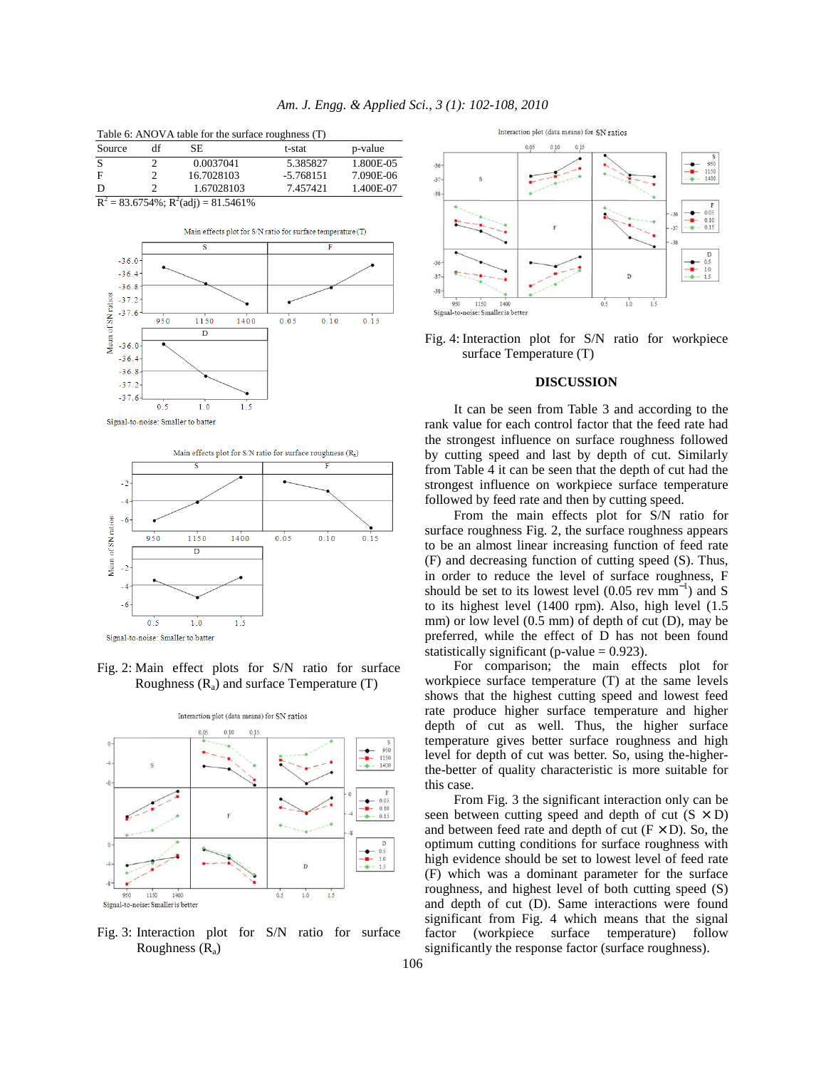Table 6: ANOVA table for the surface roughness (T)

| Source | df | SE | t-stat | p-value |
|---|---|---|---|---|
| S | 2 | 0.0037041 | 5.385827 | 1.800E-05 |
| F | 2 | 16.7028103 | -5.768151 | 7.090E-06 |
| D | 2 | 1.67028103 | 7.457421 | 1.400E-07 |

$R^2$ = 83.6754%; $R^2$(adj) = 81.5461%

Fig. 2: Main effect plots for S/N ratio for surface Roughness ($R_a$) and surface Temperature (T)

Fig. 3: Interaction plot for S/N ratio for surface Roughness ($R_a$)

Fig. 4: Interaction plot for S/N ratio for workpiece surface Temperature (T)

## DISCUSSION

It can be seen from Table 3 and according to the rank value for each control factor that the feed rate had the strongest influence on surface roughness followed by cutting speed and last by depth of cut. Similarly from Table 4 it can be seen that the depth of cut had the strongest influence on workpiece surface temperature followed by feed rate and then by cutting speed.

From the main effects plot for S/N ratio for surface roughness Fig. 2, the surface roughness appears to be an almost linear increasing function of feed rate (F) and decreasing function of cutting speed (S). Thus, in order to reduce the level of surface roughness, F should be set to its lowest level (0.05 rev $mm^{-1}$) and S to its highest level (1400 rpm). Also, high level (1.5 mm) or low level (0.5 mm) of depth of cut (D), may be preferred, while the effect of D has not been found statistically significant (p-value = 0.923).

For comparison; the main effects plot for workpiece surface temperature (T) at the same levels shows that the highest cutting speed and lowest feed rate produce higher surface temperature and higher depth of cut as well. Thus, the higher surface temperature gives better surface roughness and high level for depth of cut was better. So, using the-higher-the-better of quality characteristic is more suitable for this case.

From Fig. 3 the significant interaction only can be seen between cutting speed and depth of cut ($S \times D$) and between feed rate and depth of cut ($F \times D$). So, the optimum cutting conditions for surface roughness with high evidence should be set to lowest level of feed rate (F) which was a dominant parameter for the surface roughness, and highest level of both cutting speed (S) and depth of cut (D). Same interactions were found significant from Fig. 4 which means that the signal factor (workpiece surface temperature) follow significantly the response factor (surface roughness).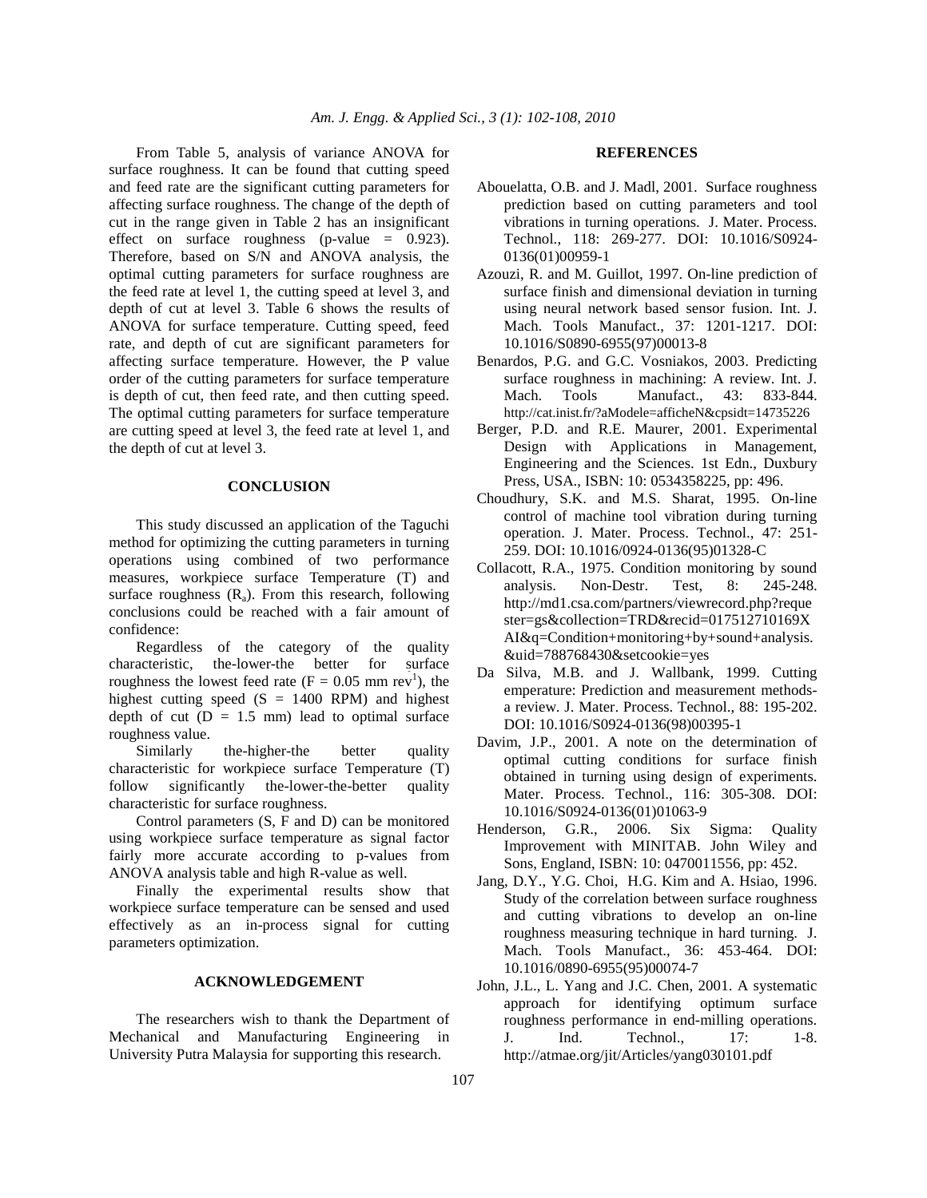From Table 5, analysis of variance ANOVA for surface roughness. It can be found that cutting speed and feed rate are the significant cutting parameters for affecting surface roughness. The change of the depth of cut in the range given in Table 2 has an insignificant effect on surface roughness (p-value = 0.923). Therefore, based on S/N and ANOVA analysis, the optimal cutting parameters for surface roughness are the feed rate at level 1, the cutting speed at level 3, and depth of cut at level 3. Table 6 shows the results of ANOVA for surface temperature. Cutting speed, feed rate, and depth of cut are significant parameters for affecting surface temperature. However, the P value order of the cutting parameters for surface temperature is depth of cut, then feed rate, and then cutting speed. The optimal cutting parameters for surface temperature are cutting speed at level 3, the feed rate at level 1, and the depth of cut at level 3.

## CONCLUSION

This study discussed an application of the Taguchi method for optimizing the cutting parameters in turning operations using combined of two performance measures, workpiece surface Temperature (T) and surface roughness ($R_a$). From this research, following conclusions could be reached with a fair amount of confidence:

Regardless of the category of the quality characteristic, the-lower-the better for surface roughness the lowest feed rate ($F = 0.05$ mm $rev^1$), the highest cutting speed ($S = 1400$ RPM) and highest depth of cut ($D = 1.5$ mm) lead to optimal surface roughness value.

Similarly the-higher-the better quality characteristic for workpiece surface Temperature (T) follow significantly the-lower-the-better quality characteristic for surface roughness.

Control parameters (S, F and D) can be monitored using workpiece surface temperature as signal factor fairly more accurate according to p-values from ANOVA analysis table and high R-value as well.

Finally the experimental results show that workpiece surface temperature can be sensed and used effectively as an in-process signal for cutting parameters optimization.

## ACKNOWLEDGEMENT

The researchers wish to thank the Department of Mechanical and Manufacturing Engineering in University Putra Malaysia for supporting this research.

## REFERENCES

Abouelatta, O.B. and J. Madl, 2001. Surface roughness prediction based on cutting parameters and tool vibrations in turning operations. J. Mater. Process. Technol., 118: 269-277. DOI: 10.1016/S0924-0136(01)00959-1

Azouzi, R. and M. Guillot, 1997. On-line prediction of surface finish and dimensional deviation in turning using neural network based sensor fusion. Int. J. Mach. Tools Manufact., 37: 1201-1217. DOI: 10.1016/S0890-6955(97)00013-8

Benardos, P.G. and G.C. Vosniakos, 2003. Predicting surface roughness in machining: A review. Int. J. Mach. Tools Manufact., 43: 833-844. http://cat.inist.fr/?aModele=afficheN&cpsidt=14735226

Berger, P.D. and R.E. Maurer, 2001. Experimental Design with Applications in Management, Engineering and the Sciences. 1st Edn., Duxbury Press, USA., ISBN: 10: 0534358225, pp: 496.

Choudhury, S.K. and M.S. Sharat, 1995. On-line control of machine tool vibration during turning operation. J. Mater. Process. Technol., 47: 251-259. DOI: 10.1016/0924-0136(95)01328-C

Collacott, R.A., 1975. Condition monitoring by sound analysis. Non-Destr. Test, 8: 245-248. http://md1.csa.com/partners/viewrecord.php?requester=gs&collection=TRD&recid=017512710169XAI&q=Condition+monitoring+by+sound+analysis.&uid=788768430&setcookie=yes

Da Silva, M.B. and J. Wallbank, 1999. Cutting emperature: Prediction and measurement methods-a review. J. Mater. Process. Technol., 88: 195-202. DOI: 10.1016/S0924-0136(98)00395-1

Davim, J.P., 2001. A note on the determination of optimal cutting conditions for surface finish obtained in turning using design of experiments. Mater. Process. Technol., 116: 305-308. DOI: 10.1016/S0924-0136(01)01063-9

Henderson, G.R., 2006. Six Sigma: Quality Improvement with MINITAB. John Wiley and Sons, England, ISBN: 10: 0470011556, pp: 452.

Jang, D.Y., Y.G. Choi, H.G. Kim and A. Hsiao, 1996. Study of the correlation between surface roughness and cutting vibrations to develop an on-line roughness measuring technique in hard turning. J. Mach. Tools Manufact., 36: 453-464. DOI: 10.1016/0890-6955(95)00074-7

John, J.L., L. Yang and J.C. Chen, 2001. A systematic approach for identifying optimum surface roughness performance in end-milling operations. J. Ind. Technol., 17: 1-8. http://atmae.org/jit/Articles/yang030101.pdf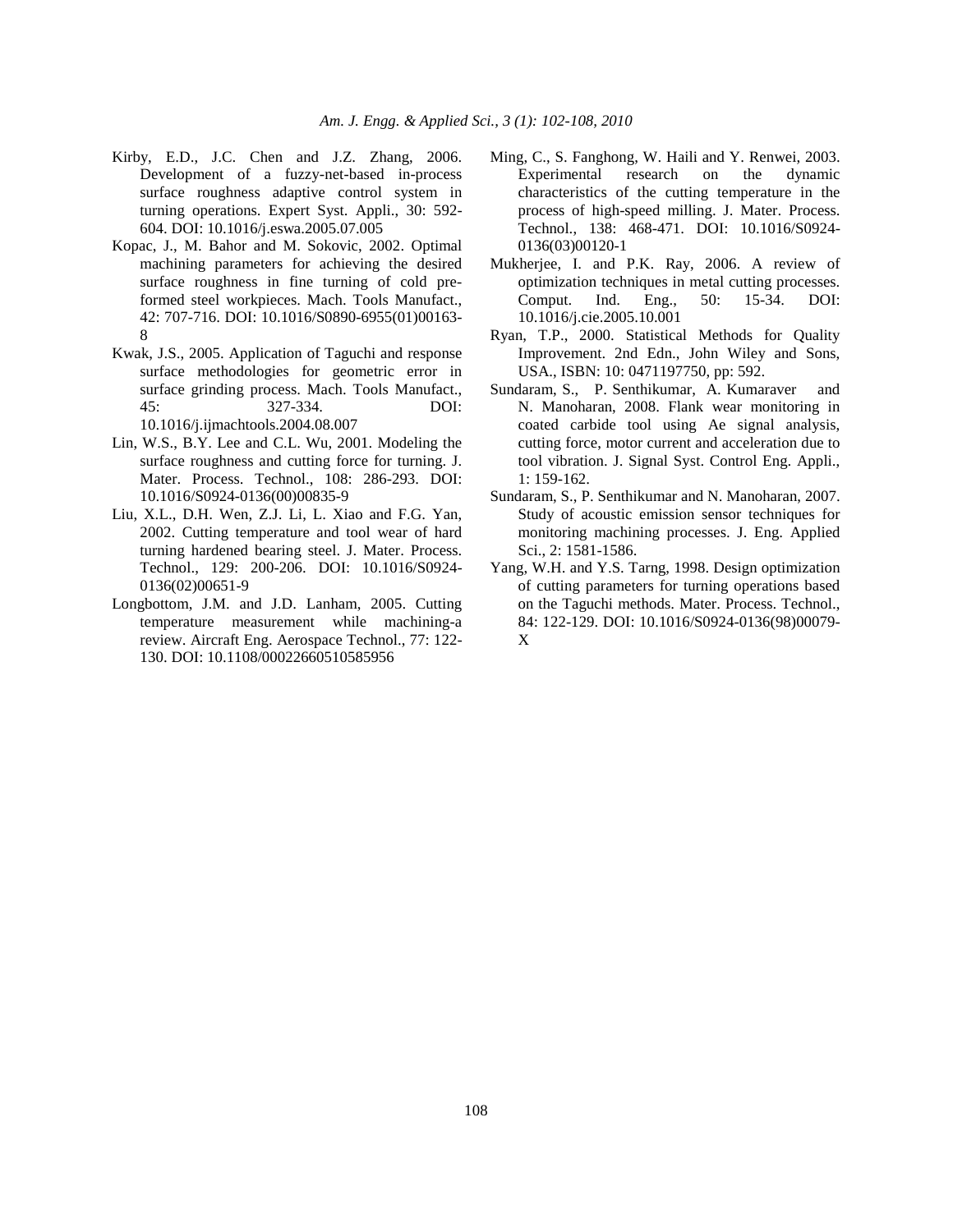Kirby, E.D., J.C. Chen and J.Z. Zhang, 2006. Development of a fuzzy-net-based in-process surface roughness adaptive control system in turning operations. Expert Syst. Appli., 30: 592-604. DOI: 10.1016/j.eswa.2005.07.005

Kopac, J., M. Bahor and M. Sokovic, 2002. Optimal machining parameters for achieving the desired surface roughness in fine turning of cold pre-formed steel workpieces. Mach. Tools Manufact., 42: 707-716. DOI: 10.1016/S0890-6955(01)00163-8

Kwak, J.S., 2005. Application of Taguchi and response surface methodologies for geometric error in surface grinding process. Mach. Tools Manufact., 45: 327-334. DOI: 10.1016/j.ijmachtools.2004.08.007

Lin, W.S., B.Y. Lee and C.L. Wu, 2001. Modeling the surface roughness and cutting force for turning. J. Mater. Process. Technol., 108: 286-293. DOI: 10.1016/S0924-0136(00)00835-9

Liu, X.L., D.H. Wen, Z.J. Li, L. Xiao and F.G. Yan, 2002. Cutting temperature and tool wear of hard turning hardened bearing steel. J. Mater. Process. Technol., 129: 200-206. DOI: 10.1016/S0924-0136(02)00651-9

Longbottom, J.M. and J.D. Lanham, 2005. Cutting temperature measurement while machining-a review. Aircraft Eng. Aerospace Technol., 77: 122-130. DOI: 10.1108/00022660510585956

Ming, C., S. Fanghong, W. Haili and Y. Renwei, 2003. Experimental research on the dynamic characteristics of the cutting temperature in the process of high-speed milling. J. Mater. Process. Technol., 138: 468-471. DOI: 10.1016/S0924-0136(03)00120-1

Mukherjee, I. and P.K. Ray, 2006. A review of optimization techniques in metal cutting processes. Comput. Ind. Eng., 50: 15-34. DOI: 10.1016/j.cie.2005.10.001

Ryan, T.P., 2000. Statistical Methods for Quality Improvement. 2nd Edn., John Wiley and Sons, USA., ISBN: 10: 0471197750, pp: 592.

Sundaram, S., P. Senthikumar, A. Kumaraver and N. Manoharan, 2008. Flank wear monitoring in coated carbide tool using Ae signal analysis, cutting force, motor current and acceleration due to tool vibration. J. Signal Syst. Control Eng. Appli., 1: 159-162.

Sundaram, S., P. Senthikumar and N. Manoharan, 2007. Study of acoustic emission sensor techniques for monitoring machining processes. J. Eng. Applied Sci., 2: 1581-1586.

Yang, W.H. and Y.S. Tarng, 1998. Design optimization of cutting parameters for turning operations based on the Taguchi methods. Mater. Process. Technol., 84: 122-129. DOI: 10.1016/S0924-0136(98)00079-X